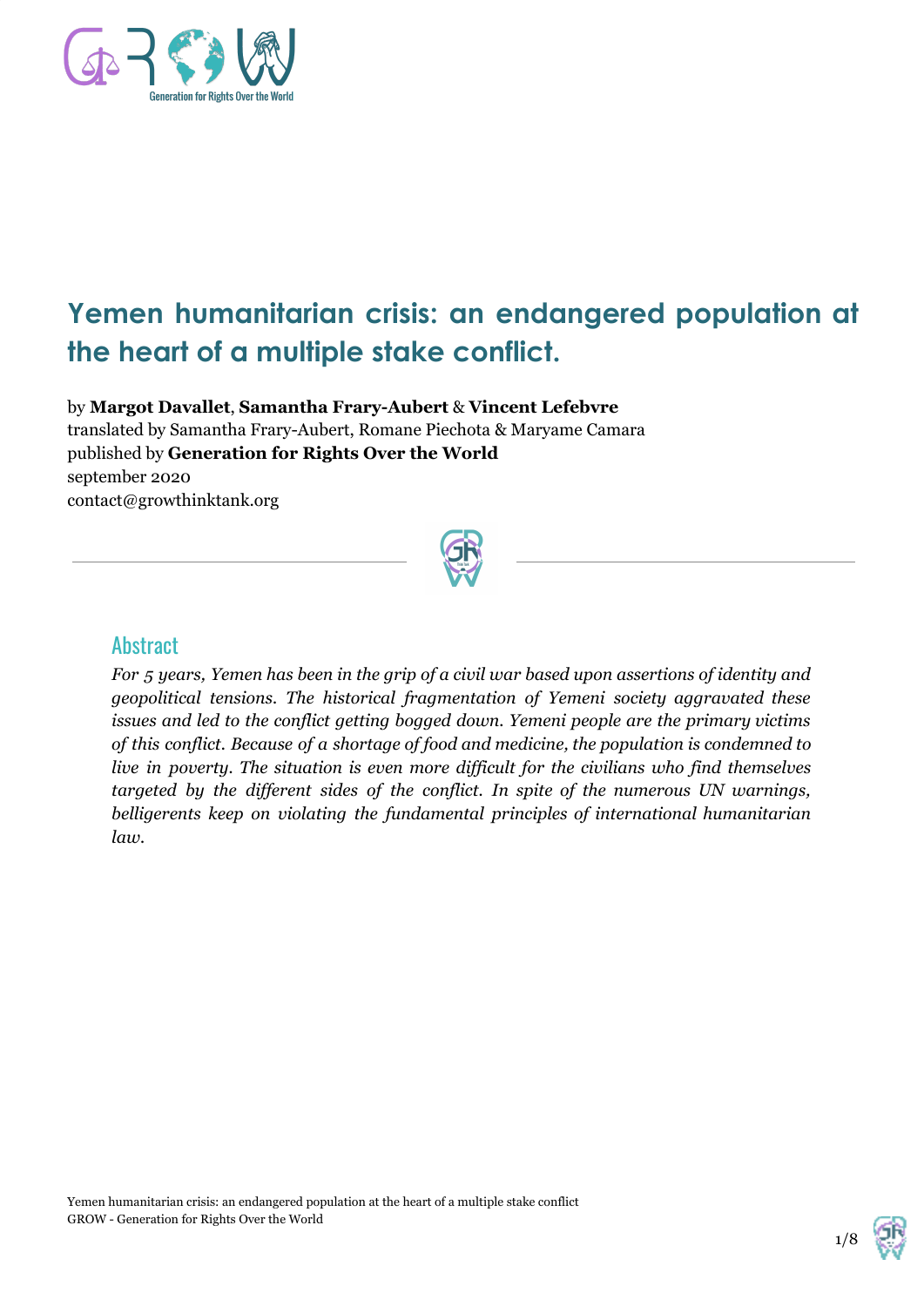# Yemen humanitarian crisis: an endangered population at the heart of a multiple stake conflict.

by **Margot Davallet**, **Samantha Frary-Aubert** & **Vincent Lefebvre**
translated by Samantha Frary-Aubert, Romane Piechota & Maryame Camara
published by **Generation for Rights Over the World**
september 2020
contact@growthinktank.org

## Abstract

*For 5 years, Yemen has been in the grip of a civil war based upon assertions of identity and geopolitical tensions. The historical fragmentation of Yemeni society aggravated these issues and led to the conflict getting bogged down. Yemeni people are the primary victims of this conflict. Because of a shortage of food and medicine, the population is condemned to live in poverty. The situation is even more difficult for the civilians who find themselves targeted by the different sides of the conflict. In spite of the numerous UN warnings, belligerents keep on violating the fundamental principles of international humanitarian law.*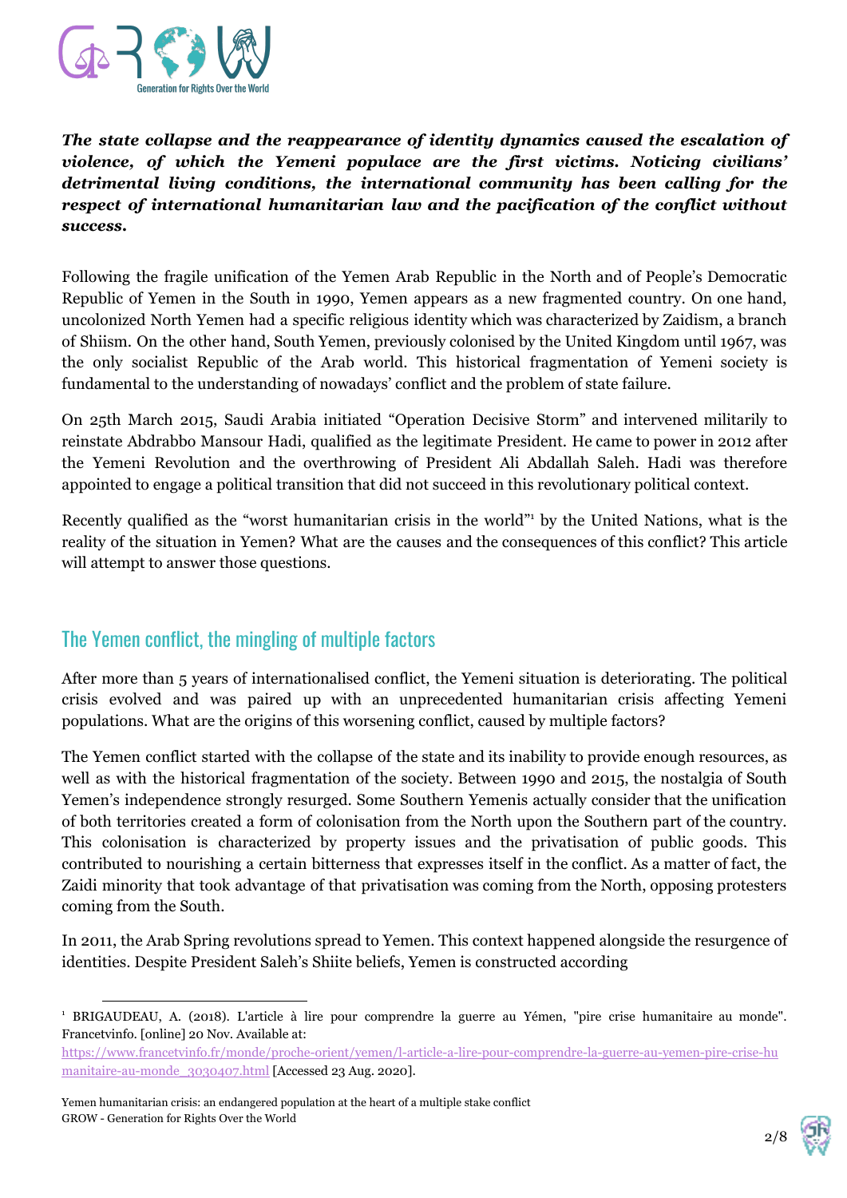***The state collapse and the reappearance of identity dynamics caused the escalation of violence, of which the Yemeni populace are the first victims. Noticing civilians' detrimental living conditions, the international community has been calling for the respect of international humanitarian law and the pacification of the conflict without success.***

Following the fragile unification of the Yemen Arab Republic in the North and of People's Democratic Republic of Yemen in the South in 1990, Yemen appears as a new fragmented country. On one hand, uncolonized North Yemen had a specific religious identity which was characterized by Zaidism, a branch of Shiism. On the other hand, South Yemen, previously colonised by the United Kingdom until 1967, was the only socialist Republic of the Arab world. This historical fragmentation of Yemeni society is fundamental to the understanding of nowadays' conflict and the problem of state failure.

On 25th March 2015, Saudi Arabia initiated "Operation Decisive Storm" and intervened militarily to reinstate Abdrabbo Mansour Hadi, qualified as the legitimate President. He came to power in 2012 after the Yemeni Revolution and the overthrowing of President Ali Abdallah Saleh. Hadi was therefore appointed to engage a political transition that did not succeed in this revolutionary political context.

Recently qualified as the "worst humanitarian crisis in the world"[1] by the United Nations, what is the reality of the situation in Yemen? What are the causes and the consequences of this conflict? This article will attempt to answer those questions.

## The Yemen conflict, the mingling of multiple factors

After more than 5 years of internationalised conflict, the Yemeni situation is deteriorating. The political crisis evolved and was paired up with an unprecedented humanitarian crisis affecting Yemeni populations. What are the origins of this worsening conflict, caused by multiple factors?

The Yemen conflict started with the collapse of the state and its inability to provide enough resources, as well as with the historical fragmentation of the society. Between 1990 and 2015, the nostalgia of South Yemen's independence strongly resurged. Some Southern Yemenis actually consider that the unification of both territories created a form of colonisation from the North upon the Southern part of the country. This colonisation is characterized by property issues and the privatisation of public goods. This contributed to nourishing a certain bitterness that expresses itself in the conflict. As a matter of fact, the Zaidi minority that took advantage of that privatisation was coming from the North, opposing protesters coming from the South.

In 2011, the Arab Spring revolutions spread to Yemen. This context happened alongside the resurgence of identities. Despite President Saleh's Shiite beliefs, Yemen is constructed according

---

[1] BRIGAUDEAU, A. (2018). L'article à lire pour comprendre la guerre au Yémen, "pire crise humanitaire au monde". Francetvinfo. [online] 20 Nov. Available at: https://www.francetvinfo.fr/monde/proche-orient/yemen/l-article-a-lire-pour-comprendre-la-guerre-au-yemen-pire-crise-humanitaire-au-monde_3030407.html [Accessed 23 Aug. 2020].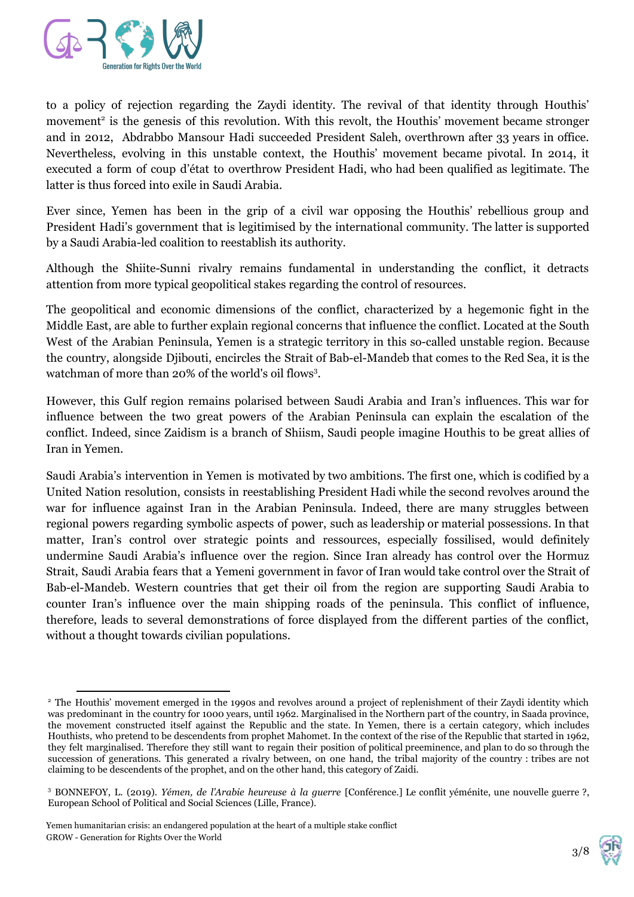to a policy of rejection regarding the Zaydi identity. The revival of that identity through Houthis' movement[2] is the genesis of this revolution. With this revolt, the Houthis' movement became stronger and in 2012, Abdrabbo Mansour Hadi succeeded President Saleh, overthrown after 33 years in office. Nevertheless, evolving in this unstable context, the Houthis' movement became pivotal. In 2014, it executed a form of coup d'état to overthrow President Hadi, who had been qualified as legitimate. The latter is thus forced into exile in Saudi Arabia.

Ever since, Yemen has been in the grip of a civil war opposing the Houthis' rebellious group and President Hadi's government that is legitimised by the international community. The latter is supported by a Saudi Arabia-led coalition to reestablish its authority.

Although the Shiite-Sunni rivalry remains fundamental in understanding the conflict, it detracts attention from more typical geopolitical stakes regarding the control of resources.

The geopolitical and economic dimensions of the conflict, characterized by a hegemonic fight in the Middle East, are able to further explain regional concerns that influence the conflict. Located at the South West of the Arabian Peninsula, Yemen is a strategic territory in this so-called unstable region. Because the country, alongside Djibouti, encircles the Strait of Bab-el-Mandeb that comes to the Red Sea, it is the watchman of more than 20% of the world's oil flows[3].

However, this Gulf region remains polarised between Saudi Arabia and Iran's influences. This war for influence between the two great powers of the Arabian Peninsula can explain the escalation of the conflict. Indeed, since Zaidism is a branch of Shiism, Saudi people imagine Houthis to be great allies of Iran in Yemen.

Saudi Arabia's intervention in Yemen is motivated by two ambitions. The first one, which is codified by a United Nation resolution, consists in reestablishing President Hadi while the second revolves around the war for influence against Iran in the Arabian Peninsula. Indeed, there are many struggles between regional powers regarding symbolic aspects of power, such as leadership or material possessions. In that matter, Iran's control over strategic points and ressources, especially fossilised, would definitely undermine Saudi Arabia's influence over the region. Since Iran already has control over the Hormuz Strait, Saudi Arabia fears that a Yemeni government in favor of Iran would take control over the Strait of Bab-el-Mandeb. Western countries that get their oil from the region are supporting Saudi Arabia to counter Iran's influence over the main shipping roads of the peninsula. This conflict of influence, therefore, leads to several demonstrations of force displayed from the different parties of the conflict, without a thought towards civilian populations.

---

[2] The Houthis' movement emerged in the 1990s and revolves around a project of replenishment of their Zaydi identity which was predominant in the country for 1000 years, until 1962. Marginalised in the Northern part of the country, in Saada province, the movement constructed itself against the Republic and the state. In Yemen, there is a certain category, which includes Houthists, who pretend to be descendents from prophet Mahomet. In the context of the rise of the Republic that started in 1962, they felt marginalised. Therefore they still want to regain their position of political preeminence, and plan to do so through the succession of generations. This generated a rivalry between, on one hand, the tribal majority of the country : tribes are not claiming to be descendents of the prophet, and on the other hand, this category of Zaidi.

[3] BONNEFOY, L. (2019). *Yémen, de l'Arabie heureuse à la guerre* [Conférence.] Le conflit yéménite, une nouvelle guerre ?, European School of Political and Social Sciences (Lille, France).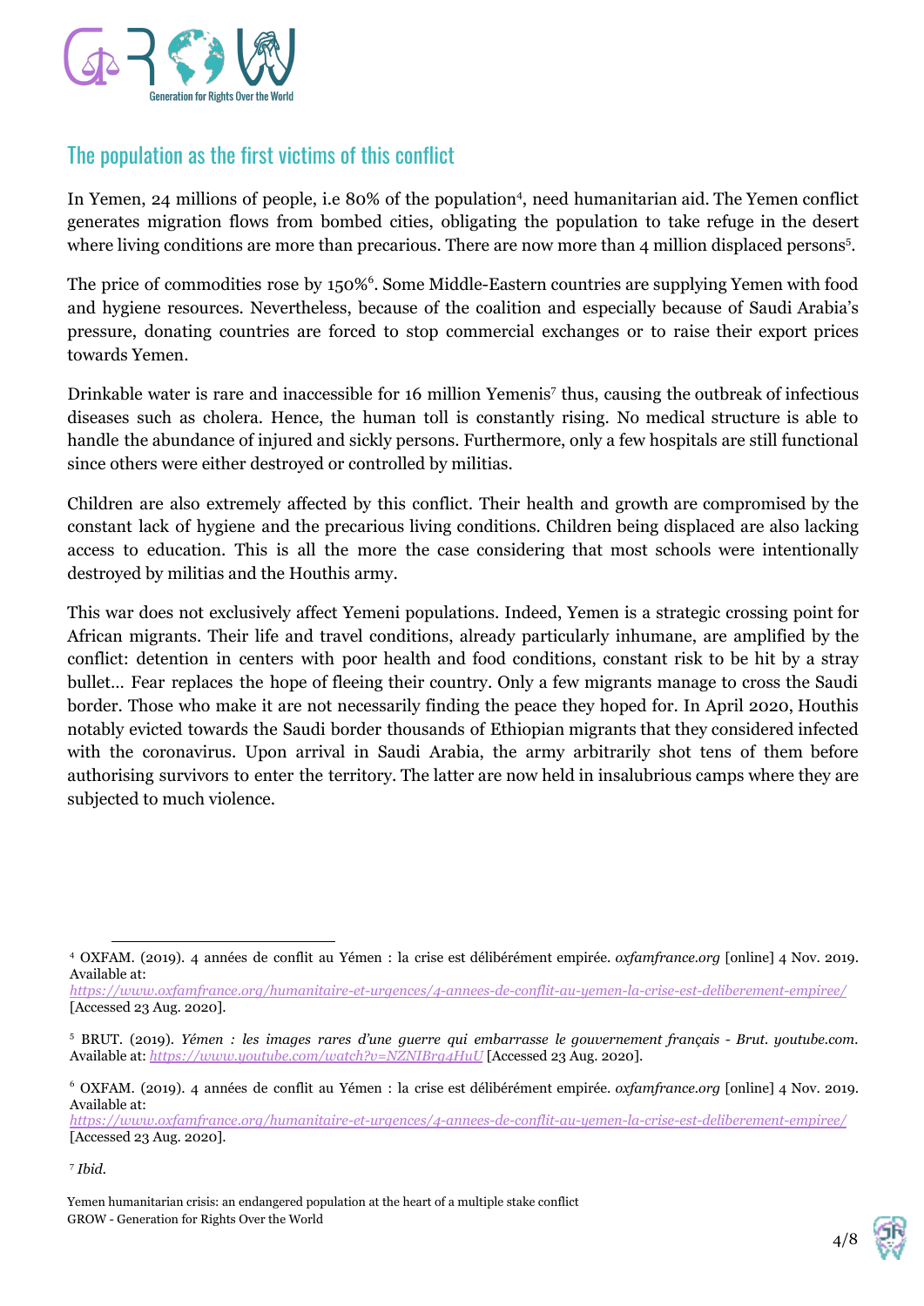## The population as the first victims of this conflict

In Yemen, 24 millions of people, i.e 80% of the population[4], need humanitarian aid. The Yemen conflict generates migration flows from bombed cities, obligating the population to take refuge in the desert where living conditions are more than precarious. There are now more than 4 million displaced persons[5].

The price of commodities rose by 150%[6]. Some Middle-Eastern countries are supplying Yemen with food and hygiene resources. Nevertheless, because of the coalition and especially because of Saudi Arabia's pressure, donating countries are forced to stop commercial exchanges or to raise their export prices towards Yemen.

Drinkable water is rare and inaccessible for 16 million Yemenis[7] thus, causing the outbreak of infectious diseases such as cholera. Hence, the human toll is constantly rising. No medical structure is able to handle the abundance of injured and sickly persons. Furthermore, only a few hospitals are still functional since others were either destroyed or controlled by militias.

Children are also extremely affected by this conflict. Their health and growth are compromised by the constant lack of hygiene and the precarious living conditions. Children being displaced are also lacking access to education. This is all the more the case considering that most schools were intentionally destroyed by militias and the Houthis army.

This war does not exclusively affect Yemeni populations. Indeed, Yemen is a strategic crossing point for African migrants. Their life and travel conditions, already particularly inhumane, are amplified by the conflict: detention in centers with poor health and food conditions, constant risk to be hit by a stray bullet… Fear replaces the hope of fleeing their country. Only a few migrants manage to cross the Saudi border. Those who make it are not necessarily finding the peace they hoped for. In April 2020, Houthis notably evicted towards the Saudi border thousands of Ethiopian migrants that they considered infected with the coronavirus. Upon arrival in Saudi Arabia, the army arbitrarily shot tens of them before authorising survivors to enter the territory. The latter are now held in insalubrious camps where they are subjected to much violence.

---

[4] OXFAM. (2019). 4 années de conflit au Yémen : la crise est délibérément empirée. *oxfamfrance.org* [online] 4 Nov. 2019. Available at: *https://www.oxfamfrance.org/humanitaire-et-urgences/4-annees-de-conflit-au-yemen-la-crise-est-deliberement-empiree/* [Accessed 23 Aug. 2020].

[5] BRUT. (2019). *Yémen : les images rares d'une guerre qui embarrasse le gouvernement français - Brut. youtube.com*. Available at: *https://www.youtube.com/watch?v=NZNIBrq4HuU* [Accessed 23 Aug. 2020].

[6] OXFAM. (2019). 4 années de conflit au Yémen : la crise est délibérément empirée. *oxfamfrance.org* [online] 4 Nov. 2019. Available at: *https://www.oxfamfrance.org/humanitaire-et-urgences/4-annees-de-conflit-au-yemen-la-crise-est-deliberement-empiree/* [Accessed 23 Aug. 2020].

[7] *Ibid.*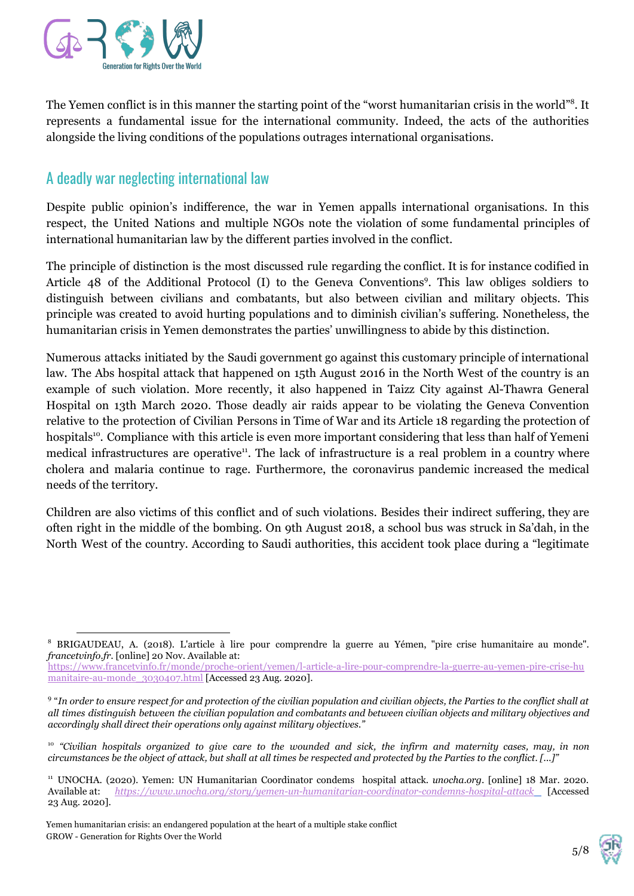The Yemen conflict is in this manner the starting point of the "worst humanitarian crisis in the world"[8]. It represents a fundamental issue for the international community. Indeed, the acts of the authorities alongside the living conditions of the populations outrages international organisations.

## A deadly war neglecting international law

Despite public opinion's indifference, the war in Yemen appalls international organisations. In this respect, the United Nations and multiple NGOs note the violation of some fundamental principles of international humanitarian law by the different parties involved in the conflict.

The principle of distinction is the most discussed rule regarding the conflict. It is for instance codified in Article 48 of the Additional Protocol (I) to the Geneva Conventions[9]. This law obliges soldiers to distinguish between civilians and combatants, but also between civilian and military objects. This principle was created to avoid hurting populations and to diminish civilian's suffering. Nonetheless, the humanitarian crisis in Yemen demonstrates the parties' unwillingness to abide by this distinction.

Numerous attacks initiated by the Saudi government go against this customary principle of international law. The Abs hospital attack that happened on 15th August 2016 in the North West of the country is an example of such violation. More recently, it also happened in Taizz City against Al-Thawra General Hospital on 13th March 2020. Those deadly air raids appear to be violating the Geneva Convention relative to the protection of Civilian Persons in Time of War and its Article 18 regarding the protection of hospitals[10]. Compliance with this article is even more important considering that less than half of Yemeni medical infrastructures are operative[11]. The lack of infrastructure is a real problem in a country where cholera and malaria continue to rage. Furthermore, the coronavirus pandemic increased the medical needs of the territory.

Children are also victims of this conflict and of such violations. Besides their indirect suffering, they are often right in the middle of the bombing. On 9th August 2018, a school bus was struck in Sa'dah, in the North West of the country. According to Saudi authorities, this accident took place during a "legitimate

---

[8] BRIGAUDEAU, A. (2018). L'article à lire pour comprendre la guerre au Yémen, "pire crise humanitaire au monde". *francetvinfo.fr*. [online] 20 Nov. Available at: https://www.francetvinfo.fr/monde/proche-orient/yemen/l-article-a-lire-pour-comprendre-la-guerre-au-yemen-pire-crise-humanitaire-au-monde_3030407.html [Accessed 23 Aug. 2020].

[9] "*In order to ensure respect for and protection of the civilian population and civilian objects, the Parties to the conflict shall at all times distinguish between the civilian population and combatants and between civilian objects and military objectives and accordingly shall direct their operations only against military objectives.*"

[10] *"Civilian hospitals organized to give care to the wounded and sick, the infirm and maternity cases, may, in non circumstances be the object of attack, but shall at all times be respected and protected by the Parties to the conflict. [...]"*

[11] UNOCHA. (2020). Yemen: UN Humanitarian Coordinator condems hospital attack. *unocha.org*. [online] 18 Mar. 2020. Available at: *https://www.unocha.org/story/yemen-un-humanitarian-coordinator-condemns-hospital-attack* [Accessed 23 Aug. 2020].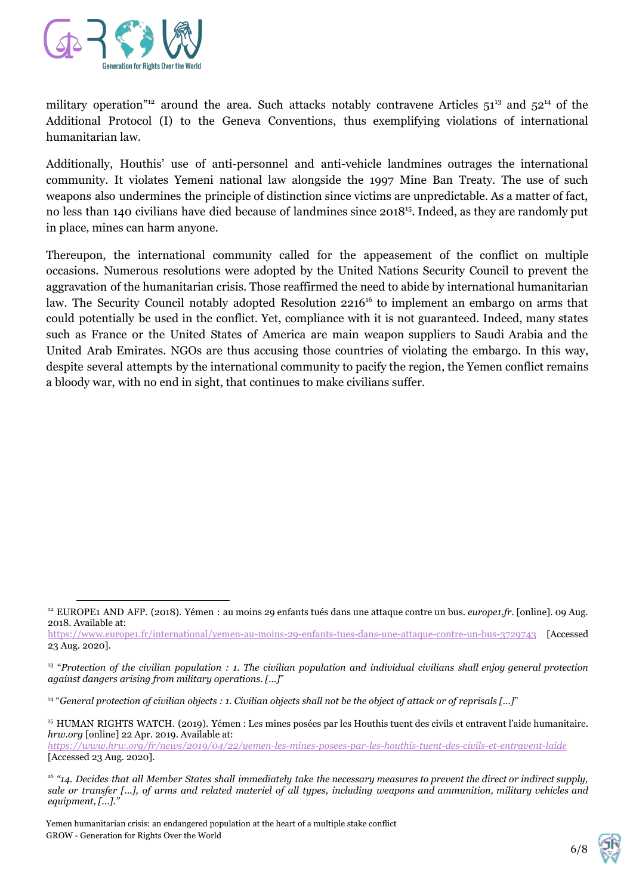military operation"[12] around the area. Such attacks notably contravene Articles 51[13] and 52[14] of the Additional Protocol (I) to the Geneva Conventions, thus exemplifying violations of international humanitarian law.

Additionally, Houthis' use of anti-personnel and anti-vehicle landmines outrages the international community. It violates Yemeni national law alongside the 1997 Mine Ban Treaty. The use of such weapons also undermines the principle of distinction since victims are unpredictable. As a matter of fact, no less than 140 civilians have died because of landmines since 2018[15]. Indeed, as they are randomly put in place, mines can harm anyone.

Thereupon, the international community called for the appeasement of the conflict on multiple occasions. Numerous resolutions were adopted by the United Nations Security Council to prevent the aggravation of the humanitarian crisis. Those reaffirmed the need to abide by international humanitarian law. The Security Council notably adopted Resolution 2216[16] to implement an embargo on arms that could potentially be used in the conflict. Yet, compliance with it is not guaranteed. Indeed, many states such as France or the United States of America are main weapon suppliers to Saudi Arabia and the United Arab Emirates. NGOs are thus accusing those countries of violating the embargo. In this way, despite several attempts by the international community to pacify the region, the Yemen conflict remains a bloody war, with no end in sight, that continues to make civilians suffer.

---

[12] EUROPE1 AND AFP. (2018). Yémen : au moins 29 enfants tués dans une attaque contre un bus. *europe1.fr*. [online]. 09 Aug. 2018. Available at: https://www.europe1.fr/international/yemen-au-moins-29-enfants-tues-dans-une-attaque-contre-un-bus-3729743 [Accessed 23 Aug. 2020].

[13] "*Protection of the civilian population : 1. The civilian population and individual civilians shall enjoy general protection against dangers arising from military operations. [...]*"

[14] "*General protection of civilian objects : 1. Civilian objects shall not be the object of attack or of reprisals [...]*"

[15] HUMAN RIGHTS WATCH. (2019). Yémen : Les mines posées par les Houthis tuent des civils et entravent l'aide humanitaire. *hrw.org* [online] 22 Apr. 2019. Available at: *https://www.hrw.org/fr/news/2019/04/22/yemen-les-mines-posees-par-les-houthis-tuent-des-civils-et-entravent-laide* [Accessed 23 Aug. 2020].

[16] *"14. Decides that all Member States shall immediately take the necessary measures to prevent the direct or indirect supply, sale or transfer [...], of arms and related materiel of all types, including weapons and ammunition, military vehicles and equipment, [...]."*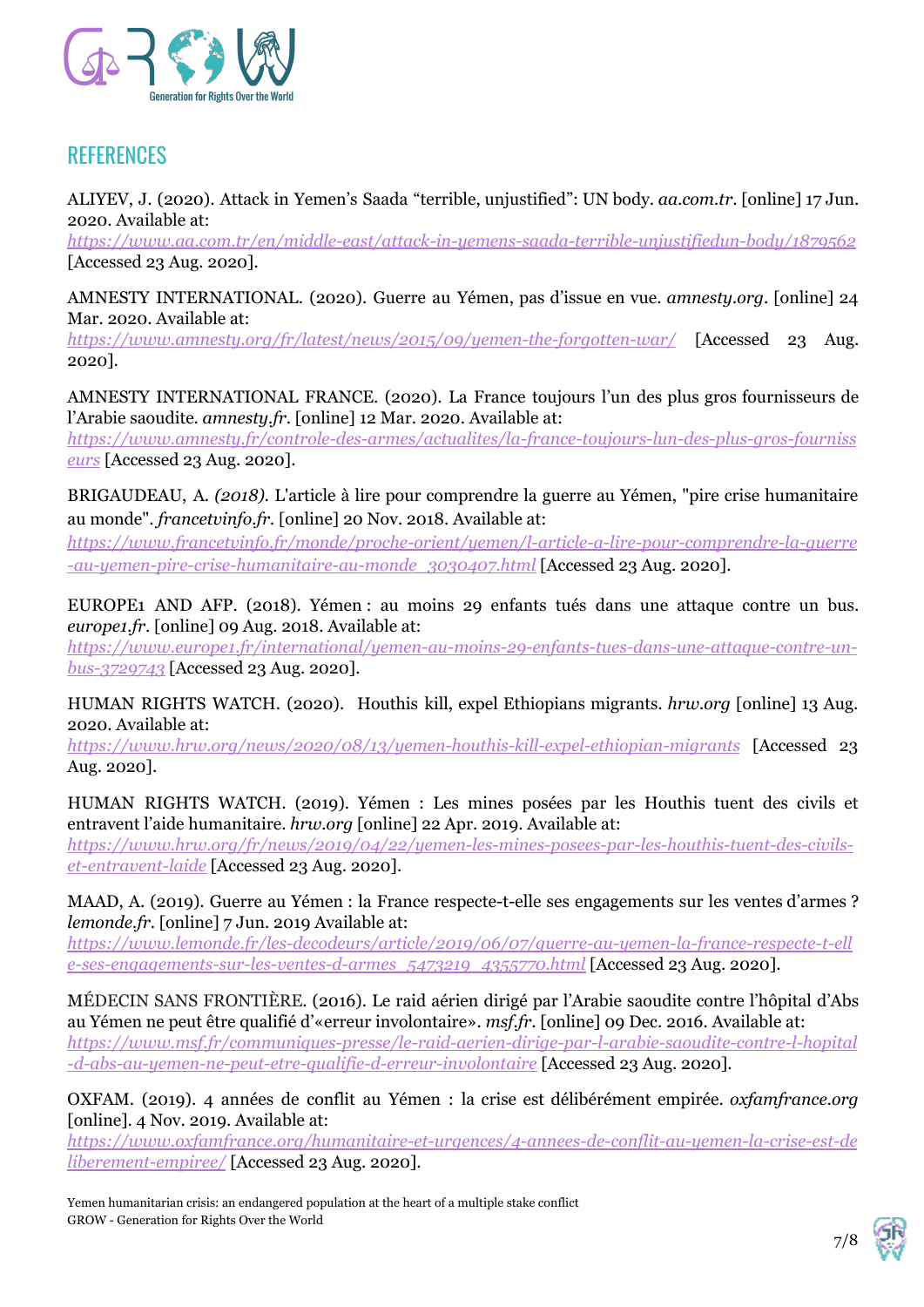## REFERENCES

ALIYEV, J. (2020). Attack in Yemen's Saada "terrible, unjustified": UN body. *aa.com.tr*. [online] 17 Jun. 2020. Available at: https://www.aa.com.tr/en/middle-east/attack-in-yemens-saada-terrible-unjustifiedun-body/1879562 [Accessed 23 Aug. 2020].

AMNESTY INTERNATIONAL. (2020). Guerre au Yémen, pas d'issue en vue. *amnesty.org*. [online] 24 Mar. 2020. Available at: https://www.amnesty.org/fr/latest/news/2015/09/yemen-the-forgotten-war/ [Accessed 23 Aug. 2020].

AMNESTY INTERNATIONAL FRANCE. (2020). La France toujours l'un des plus gros fournisseurs de l'Arabie saoudite. *amnesty.fr*. [online] 12 Mar. 2020. Available at: https://www.amnesty.fr/controle-des-armes/actualites/la-france-toujours-lun-des-plus-gros-fournisseurs [Accessed 23 Aug. 2020].

BRIGAUDEAU, A. *(2018).* L'article à lire pour comprendre la guerre au Yémen, "pire crise humanitaire au monde". *francetvinfo.fr*. [online] 20 Nov. 2018. Available at: https://www.francetvinfo.fr/monde/proche-orient/yemen/l-article-a-lire-pour-comprendre-la-guerre-au-yemen-pire-crise-humanitaire-au-monde_3030407.html [Accessed 23 Aug. 2020].

EUROPE1 AND AFP. (2018). Yémen : au moins 29 enfants tués dans une attaque contre un bus. *europe1.fr*. [online] 09 Aug. 2018. Available at: https://www.europe1.fr/international/yemen-au-moins-29-enfants-tues-dans-une-attaque-contre-un-bus-3729743 [Accessed 23 Aug. 2020].

HUMAN RIGHTS WATCH. (2020). Houthis kill, expel Ethiopians migrants. *hrw.org* [online] 13 Aug. 2020. Available at: https://www.hrw.org/news/2020/08/13/yemen-houthis-kill-expel-ethiopian-migrants [Accessed 23 Aug. 2020].

HUMAN RIGHTS WATCH. (2019). Yémen : Les mines posées par les Houthis tuent des civils et entravent l'aide humanitaire. *hrw.org* [online] 22 Apr. 2019. Available at: https://www.hrw.org/fr/news/2019/04/22/yemen-les-mines-posees-par-les-houthis-tuent-des-civils-et-entravent-laide [Accessed 23 Aug. 2020].

MAAD, A. (2019). Guerre au Yémen : la France respecte-t-elle ses engagements sur les ventes d'armes ? *lemonde.fr*. [online] 7 Jun. 2019 Available at: https://www.lemonde.fr/les-decodeurs/article/2019/06/07/guerre-au-yemen-la-france-respecte-t-elle-ses-engagements-sur-les-ventes-d-armes_5473219_4355770.html [Accessed 23 Aug. 2020].

MÉDECIN SANS FRONTIÈRE. (2016). Le raid aérien dirigé par l'Arabie saoudite contre l'hôpital d'Abs au Yémen ne peut être qualifié d'«erreur involontaire». *msf.fr*. [online] 09 Dec. 2016. Available at: https://www.msf.fr/communiques-presse/le-raid-aerien-dirige-par-l-arabie-saoudite-contre-l-hopital-d-abs-au-yemen-ne-peut-etre-qualifie-d-erreur-involontaire [Accessed 23 Aug. 2020].

OXFAM. (2019). 4 années de conflit au Yémen : la crise est délibérément empirée. *oxfamfrance.org* [online]. 4 Nov. 2019. Available at: https://www.oxfamfrance.org/humanitaire-et-urgences/4-annees-de-conflit-au-yemen-la-crise-est-deliberement-empiree/ [Accessed 23 Aug. 2020].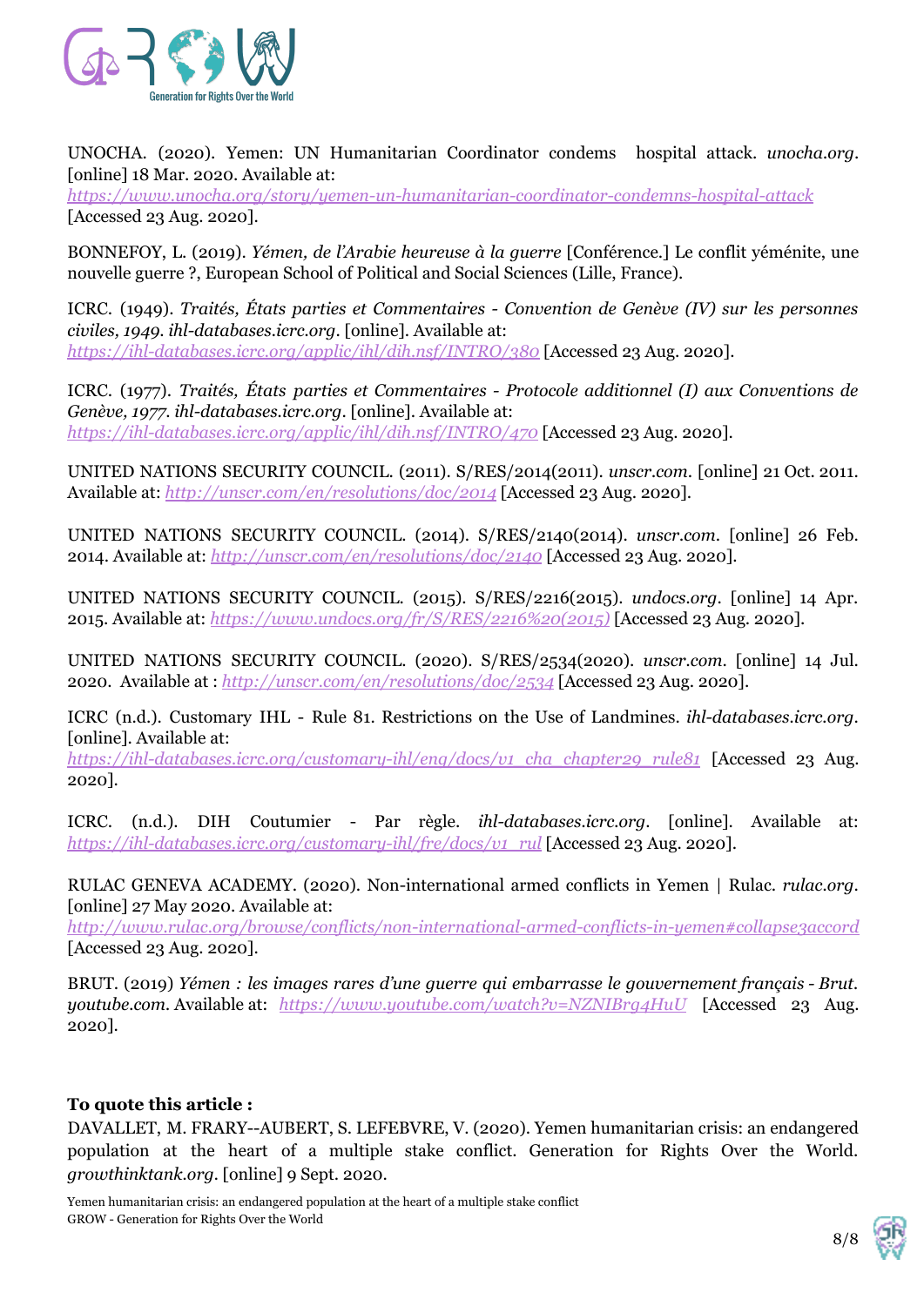UNOCHA. (2020). Yemen: UN Humanitarian Coordinator condemns hospital attack. *unocha.org*. [online] 18 Mar. 2020. Available at: *https://www.unocha.org/story/yemen-un-humanitarian-coordinator-condemns-hospital-attack* [Accessed 23 Aug. 2020].

BONNEFOY, L. (2019). *Yémen, de l'Arabie heureuse à la guerre* [Conférence.] Le conflit yéménite, une nouvelle guerre ?, European School of Political and Social Sciences (Lille, France).

ICRC. (1949). *Traités, États parties et Commentaires - Convention de Genève (IV) sur les personnes civiles, 1949. ihl-databases.icrc.org*. [online]. Available at: *https://ihl-databases.icrc.org/applic/ihl/dih.nsf/INTRO/380* [Accessed 23 Aug. 2020].

ICRC. (1977). *Traités, États parties et Commentaires - Protocole additionnel (I) aux Conventions de Genève, 1977. ihl-databases.icrc.org*. [online]. Available at: *https://ihl-databases.icrc.org/applic/ihl/dih.nsf/INTRO/470* [Accessed 23 Aug. 2020].

UNITED NATIONS SECURITY COUNCIL. (2011). S/RES/2014(2011). *unscr.com*. [online] 21 Oct. 2011. Available at: *http://unscr.com/en/resolutions/doc/2014* [Accessed 23 Aug. 2020].

UNITED NATIONS SECURITY COUNCIL. (2014). S/RES/2140(2014). *unscr.com*. [online] 26 Feb. 2014. Available at: *http://unscr.com/en/resolutions/doc/2140* [Accessed 23 Aug. 2020].

UNITED NATIONS SECURITY COUNCIL. (2015). S/RES/2216(2015). *undocs.org*. [online] 14 Apr. 2015. Available at: *https://www.undocs.org/fr/S/RES/2216%20(2015)* [Accessed 23 Aug. 2020].

UNITED NATIONS SECURITY COUNCIL. (2020). S/RES/2534(2020). *unscr.com*. [online] 14 Jul. 2020. Available at : *http://unscr.com/en/resolutions/doc/2534* [Accessed 23 Aug. 2020].

ICRC (n.d.). Customary IHL - Rule 81. Restrictions on the Use of Landmines. *ihl-databases.icrc.org*. [online]. Available at: *https://ihl-databases.icrc.org/customary-ihl/eng/docs/v1_cha_chapter29_rule81* [Accessed 23 Aug. 2020].

ICRC. (n.d.). DIH Coutumier - Par règle. *ihl-databases.icrc.org*. [online]. Available at: *https://ihl-databases.icrc.org/customary-ihl/fre/docs/v1_rul* [Accessed 23 Aug. 2020].

RULAC GENEVA ACADEMY. (2020). Non-international armed conflicts in Yemen | Rulac. *rulac.org*. [online] 27 May 2020. Available at: *http://www.rulac.org/browse/conflicts/non-international-armed-conflicts-in-yemen#collapse3accord* [Accessed 23 Aug. 2020].

BRUT. (2019) *Yémen : les images rares d'une guerre qui embarrasse le gouvernement français - Brut. youtube.com*. Available at: *https://www.youtube.com/watch?v=NZNIBrq4HuU* [Accessed 23 Aug. 2020].

**To quote this article :**

DAVALLET, M. FRARY--AUBERT, S. LEFEBVRE, V. (2020). Yemen humanitarian crisis: an endangered population at the heart of a multiple stake conflict. Generation for Rights Over the World. *growthinktank.org*. [online] 9 Sept. 2020.